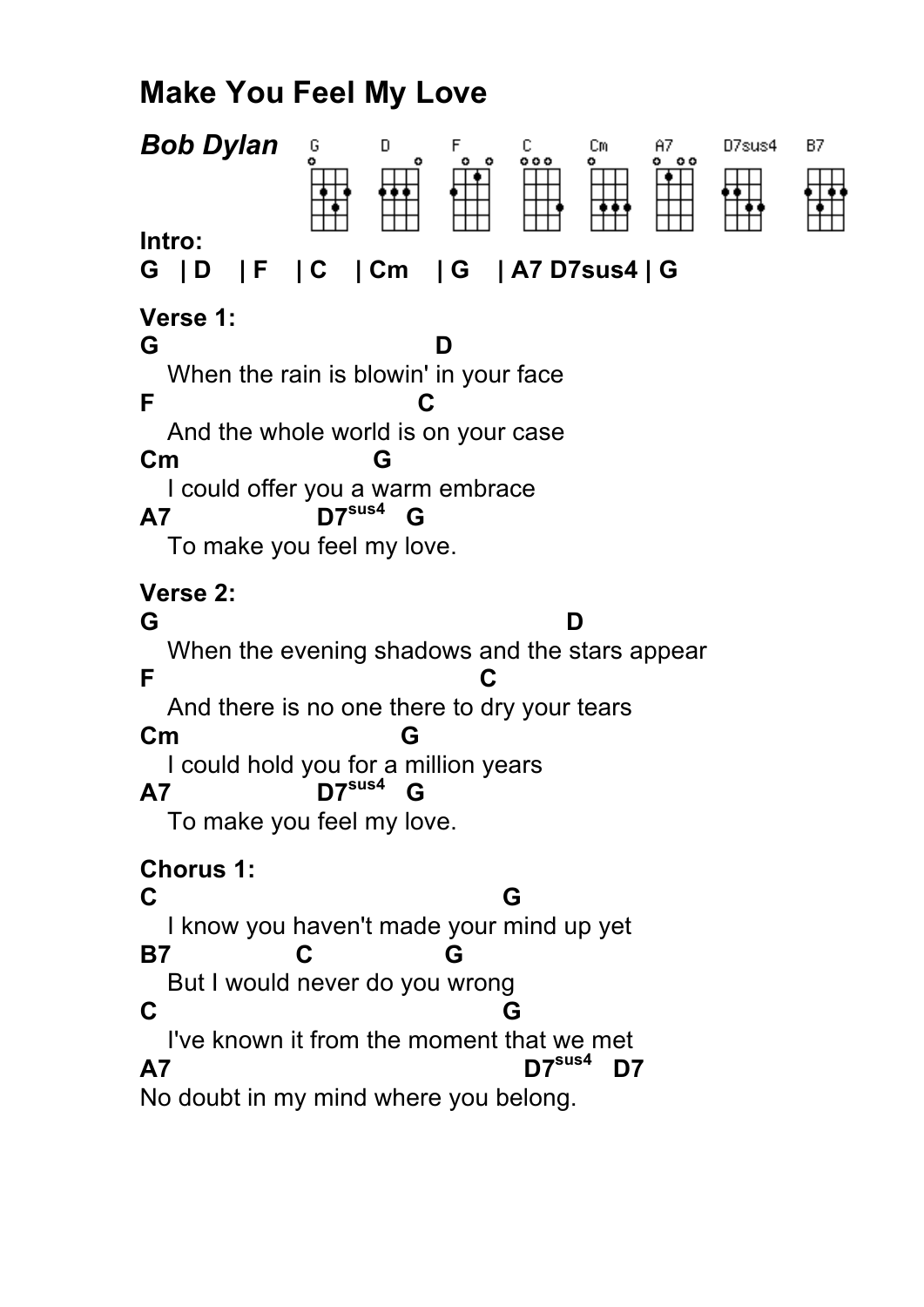# Make You Feel My Love

## *Bob Dylan*

**Intro:**

**G | D | F | C | Cm | G | A7 D7sus4 | G**

**Verse 1:**

```
G                              D
   When the rain is blowin' in your face
F                             C
   And the whole world is on your case
Cm                    G
   I could offer you a warm embrace
A7                D7sus4  G
   To make you feel my love.
```

**Verse 2:**

```
G                                        D
   When the evening shadows and the stars appear
F                                  C
   And there is no one there to dry your tears
Cm                      G
   I could hold you for a million years
A7                D7sus4  G
   To make you feel my love.
```

**Chorus 1:**

```
C                                   G
   I know you haven't made your mind up yet
B7            C            G
   But I would never do you wrong
C                                   G
   I've known it from the moment that we met
A7                                D7sus4  D7
No doubt in my mind where you belong.
```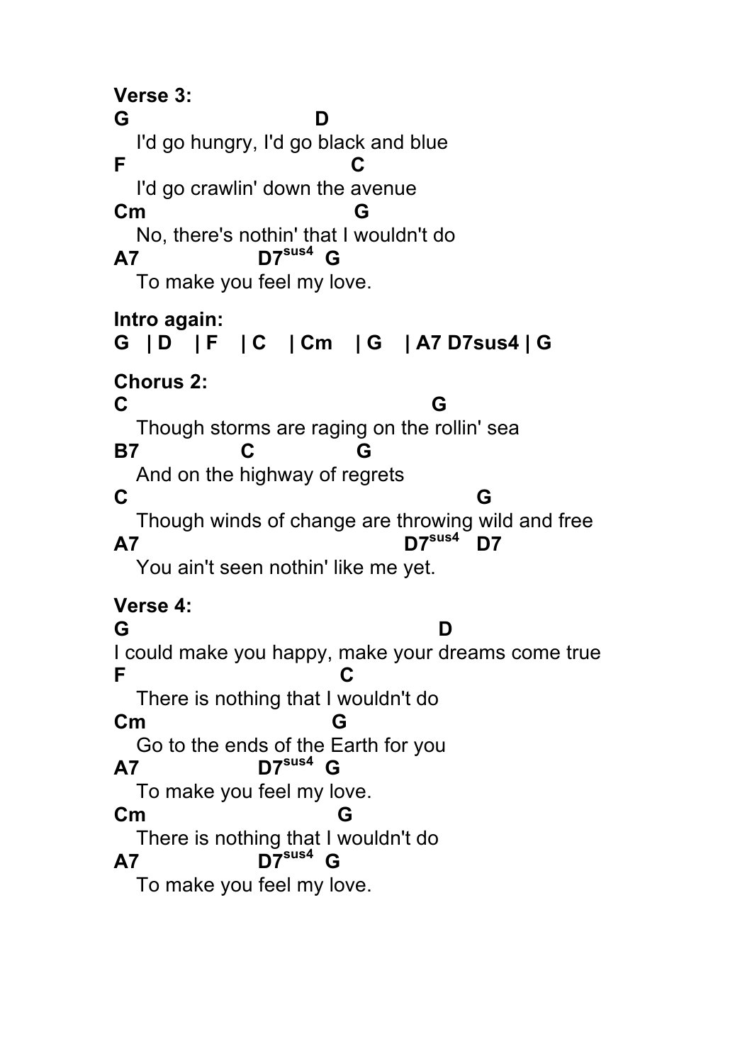**Verse 3:**

```
G                        D
   I'd go hungry, I'd go black and blue
F                            C
   I'd go crawlin' down the avenue
Cm                          G
   No, there's nothin' that I wouldn't do
A7              D7sus4  G
   To make you feel my love.
```

**Intro again:**

**G | D | F | C | Cm | G | A7 D7sus4 | G**

**Chorus 2:**

```
C                                    G
   Though storms are raging on the rollin' sea
B7            C            G
   And on the highway of regrets
C                                         G
   Though winds of change are throwing wild and free
A7                              D7sus4  D7
   You ain't seen nothin' like me yet.
```

**Verse 4:**

```
G                                        D
I could make you happy, make your dreams come true
F                         C
   There is nothing that I wouldn't do
Cm                       G
   Go to the ends of the Earth for you
A7              D7sus4  G
   To make you feel my love.
Cm                        G
   There is nothing that I wouldn't do
A7              D7sus4  G
   To make you feel my love.
```